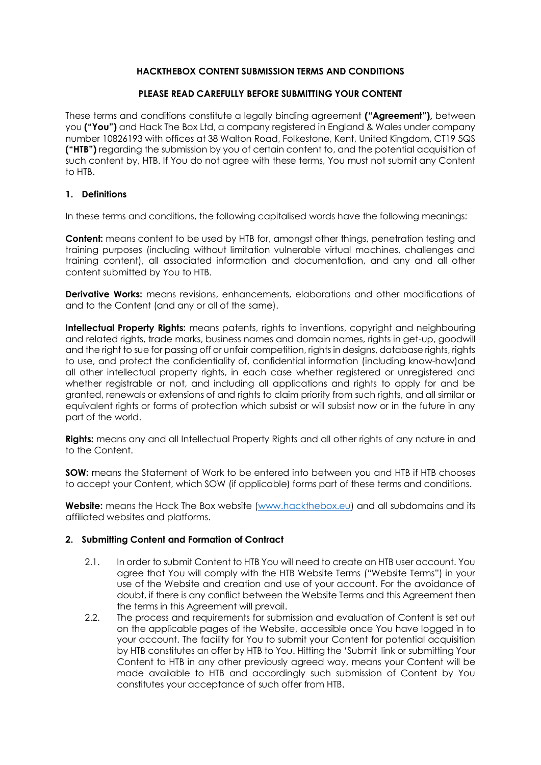**HACKTHEBOX CONTENT SUBMISSION TERMS AND CONDITIONS**

**PLEASE READ CAREFULLY BEFORE SUBMITTING YOUR CONTENT**

These terms and conditions constitute a legally binding agreement **("Agreement"),** between you **("You")** and Hack The Box Ltd, a company registered in England & Wales under company number 10826193 with offices at 38 Walton Road, Folkestone, Kent, United Kingdom, CT19 5QS **("HTB")** regarding the submission by you of certain content to, and the potential acquisition of such content by, HTB. If You do not agree with these terms, You must not submit any Content to HTB.

## 1. Definitions

In these terms and conditions, the following capitalised words have the following meanings:

**Content:** means content to be used by HTB for, amongst other things, penetration testing and training purposes (including without limitation vulnerable virtual machines, challenges and training content), all associated information and documentation, and any and all other content submitted by You to HTB.

**Derivative Works:** means revisions, enhancements, elaborations and other modifications of and to the Content (and any or all of the same).

**Intellectual Property Rights:** means patents, rights to inventions, copyright and neighbouring and related rights, trade marks, business names and domain names, rights in get-up, goodwill and the right to sue for passing off or unfair competition, rights in designs, database rights, rights to use, and protect the confidentiality of, confidential information (including know-how)and all other intellectual property rights, in each case whether registered or unregistered and whether registrable or not, and including all applications and rights to apply for and be granted, renewals or extensions of and rights to claim priority from such rights, and all similar or equivalent rights or forms of protection which subsist or will subsist now or in the future in any part of the world.

**Rights:** means any and all Intellectual Property Rights and all other rights of any nature in and to the Content.

**SOW:** means the Statement of Work to be entered into between you and HTB if HTB chooses to accept your Content, which SOW (if applicable) forms part of these terms and conditions.

**Website:** means the Hack The Box website (www.hackthebox.eu) and all subdomains and its affiliated websites and platforms.

## 2. Submitting Content and Formation of Contract

2.1. In order to submit Content to HTB You will need to create an HTB user account. You agree that You will comply with the HTB Website Terms ("Website Terms") in your use of the Website and creation and use of your account. For the avoidance of doubt, if there is any conflict between the Website Terms and this Agreement then the terms in this Agreement will prevail.

2.2. The process and requirements for submission and evaluation of Content is set out on the applicable pages of the Website, accessible once You have logged in to your account. The facility for You to submit your Content for potential acquisition by HTB constitutes an offer by HTB to You. Hitting the 'Submit link or submitting Your Content to HTB in any other previously agreed way, means your Content will be made available to HTB and accordingly such submission of Content by You constitutes your acceptance of such offer from HTB.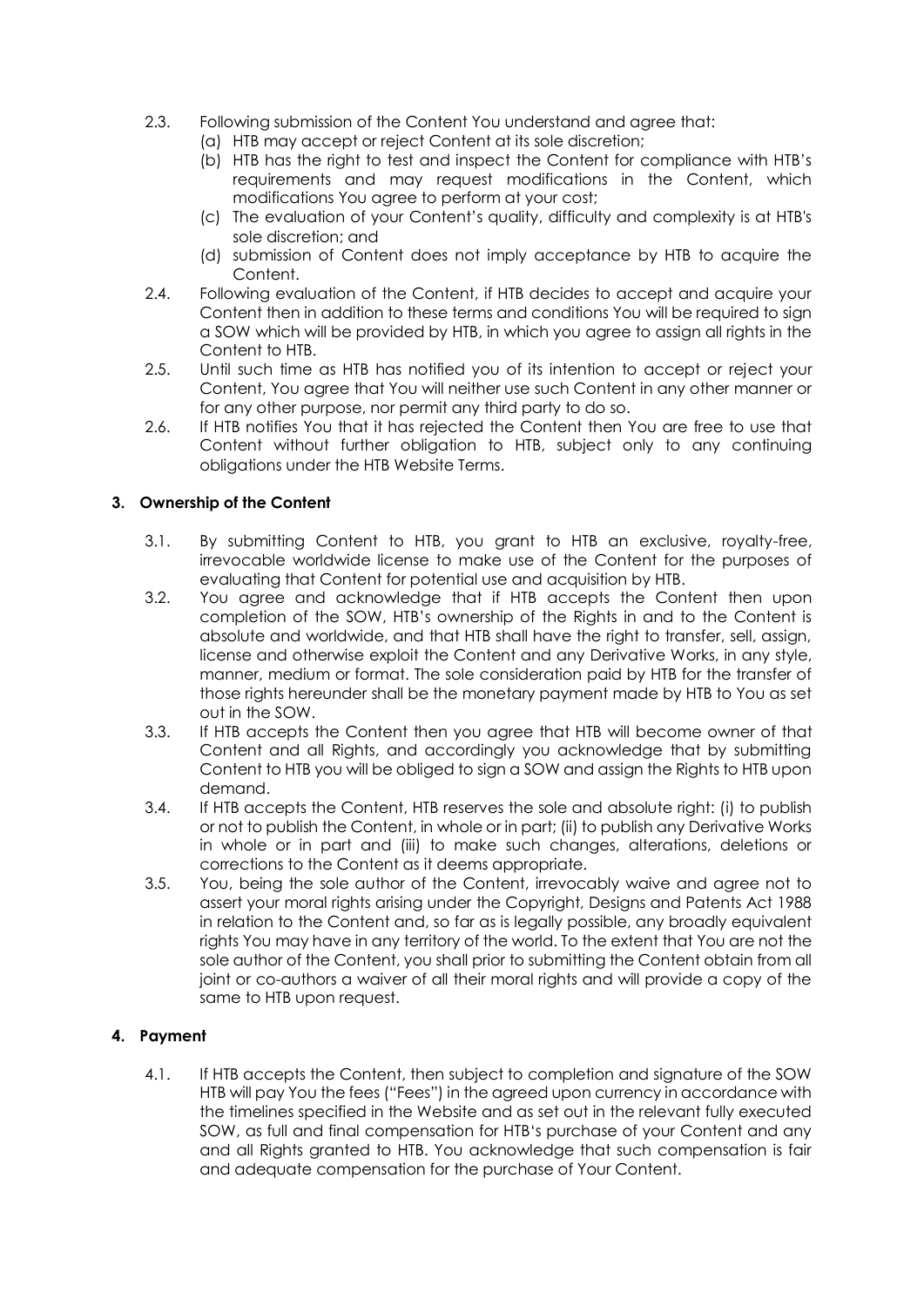2.3. Following submission of the Content You understand and agree that:

(a) HTB may accept or reject Content at its sole discretion;

(b) HTB has the right to test and inspect the Content for compliance with HTB's requirements and may request modifications in the Content, which modifications You agree to perform at your cost;

(c) The evaluation of your Content's quality, difficulty and complexity is at HTB's sole discretion; and

(d) submission of Content does not imply acceptance by HTB to acquire the Content.

2.4. Following evaluation of the Content, if HTB decides to accept and acquire your Content then in addition to these terms and conditions You will be required to sign a SOW which will be provided by HTB, in which you agree to assign all rights in the Content to HTB.

2.5. Until such time as HTB has notified you of its intention to accept or reject your Content, You agree that You will neither use such Content in any other manner or for any other purpose, nor permit any third party to do so.

2.6. If HTB notifies You that it has rejected the Content then You are free to use that Content without further obligation to HTB, subject only to any continuing obligations under the HTB Website Terms.

## 3. Ownership of the Content

3.1. By submitting Content to HTB, you grant to HTB an exclusive, royalty-free, irrevocable worldwide license to make use of the Content for the purposes of evaluating that Content for potential use and acquisition by HTB.

3.2. You agree and acknowledge that if HTB accepts the Content then upon completion of the SOW, HTB's ownership of the Rights in and to the Content is absolute and worldwide, and that HTB shall have the right to transfer, sell, assign, license and otherwise exploit the Content and any Derivative Works, in any style, manner, medium or format. The sole consideration paid by HTB for the transfer of those rights hereunder shall be the monetary payment made by HTB to You as set out in the SOW.

3.3. If HTB accepts the Content then you agree that HTB will become owner of that Content and all Rights, and accordingly you acknowledge that by submitting Content to HTB you will be obliged to sign a SOW and assign the Rights to HTB upon demand.

3.4. If HTB accepts the Content, HTB reserves the sole and absolute right: (i) to publish or not to publish the Content, in whole or in part; (ii) to publish any Derivative Works in whole or in part and (iii) to make such changes, alterations, deletions or corrections to the Content as it deems appropriate.

3.5. You, being the sole author of the Content, irrevocably waive and agree not to assert your moral rights arising under the Copyright, Designs and Patents Act 1988 in relation to the Content and, so far as is legally possible, any broadly equivalent rights You may have in any territory of the world. To the extent that You are not the sole author of the Content, you shall prior to submitting the Content obtain from all joint or co-authors a waiver of all their moral rights and will provide a copy of the same to HTB upon request.

## 4. Payment

4.1. If HTB accepts the Content, then subject to completion and signature of the SOW HTB will pay You the fees ("Fees") in the agreed upon currency in accordance with the timelines specified in the Website and as set out in the relevant fully executed SOW, as full and final compensation for HTB's purchase of your Content and any and all Rights granted to HTB. You acknowledge that such compensation is fair and adequate compensation for the purchase of Your Content.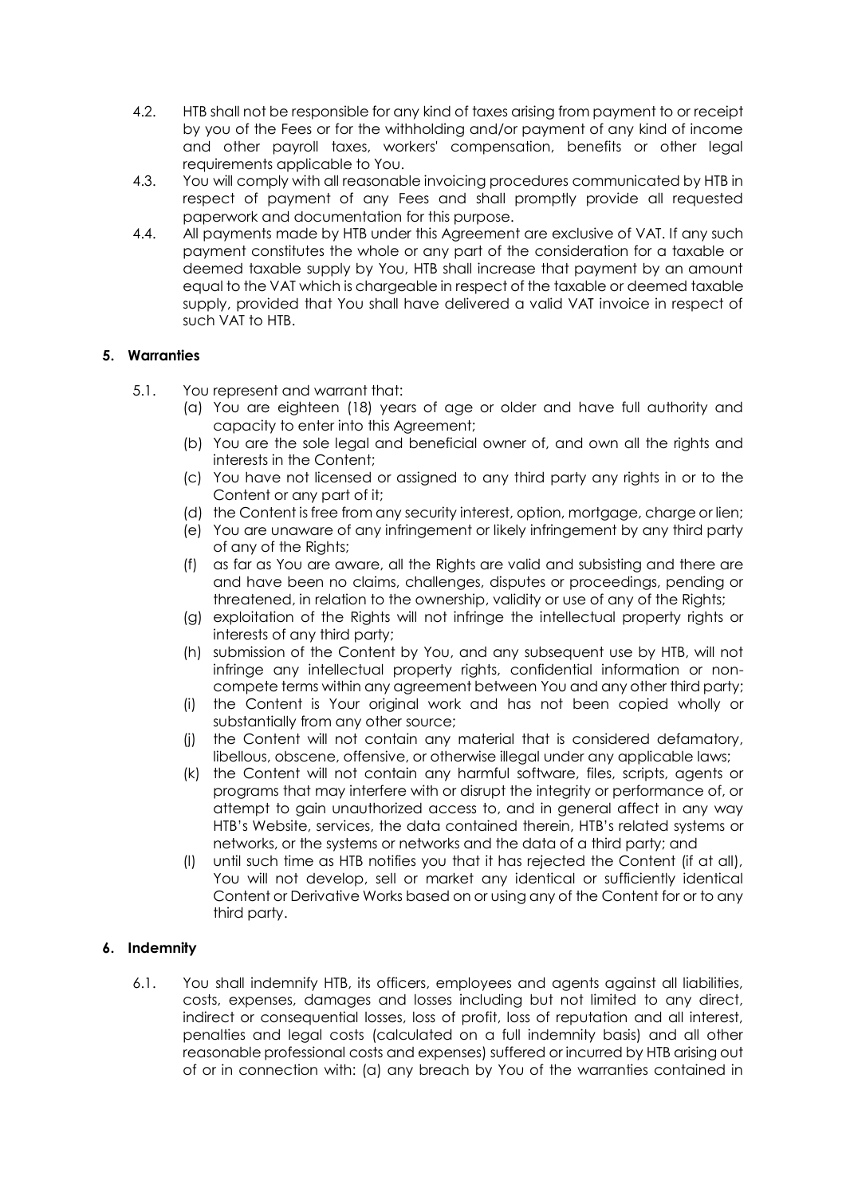4.2. HTB shall not be responsible for any kind of taxes arising from payment to or receipt by you of the Fees or for the withholding and/or payment of any kind of income and other payroll taxes, workers' compensation, benefits or other legal requirements applicable to You.

4.3. You will comply with all reasonable invoicing procedures communicated by HTB in respect of payment of any Fees and shall promptly provide all requested paperwork and documentation for this purpose.

4.4. All payments made by HTB under this Agreement are exclusive of VAT. If any such payment constitutes the whole or any part of the consideration for a taxable or deemed taxable supply by You, HTB shall increase that payment by an amount equal to the VAT which is chargeable in respect of the taxable or deemed taxable supply, provided that You shall have delivered a valid VAT invoice in respect of such VAT to HTB.

## 5. Warranties

5.1. You represent and warrant that:

(a) You are eighteen (18) years of age or older and have full authority and capacity to enter into this Agreement;

(b) You are the sole legal and beneficial owner of, and own all the rights and interests in the Content;

(c) You have not licensed or assigned to any third party any rights in or to the Content or any part of it;

(d) the Content is free from any security interest, option, mortgage, charge or lien;

(e) You are unaware of any infringement or likely infringement by any third party of any of the Rights;

(f) as far as You are aware, all the Rights are valid and subsisting and there are and have been no claims, challenges, disputes or proceedings, pending or threatened, in relation to the ownership, validity or use of any of the Rights;

(g) exploitation of the Rights will not infringe the intellectual property rights or interests of any third party;

(h) submission of the Content by You, and any subsequent use by HTB, will not infringe any intellectual property rights, confidential information or non-compete terms within any agreement between You and any other third party;

(i) the Content is Your original work and has not been copied wholly or substantially from any other source;

(j) the Content will not contain any material that is considered defamatory, libellous, obscene, offensive, or otherwise illegal under any applicable laws;

(k) the Content will not contain any harmful software, files, scripts, agents or programs that may interfere with or disrupt the integrity or performance of, or attempt to gain unauthorized access to, and in general affect in any way HTB's Website, services, the data contained therein, HTB's related systems or networks, or the systems or networks and the data of a third party; and

(l) until such time as HTB notifies you that it has rejected the Content (if at all), You will not develop, sell or market any identical or sufficiently identical Content or Derivative Works based on or using any of the Content for or to any third party.

## 6. Indemnity

6.1. You shall indemnify HTB, its officers, employees and agents against all liabilities, costs, expenses, damages and losses including but not limited to any direct, indirect or consequential losses, loss of profit, loss of reputation and all interest, penalties and legal costs (calculated on a full indemnity basis) and all other reasonable professional costs and expenses) suffered or incurred by HTB arising out of or in connection with: (a) any breach by You of the warranties contained in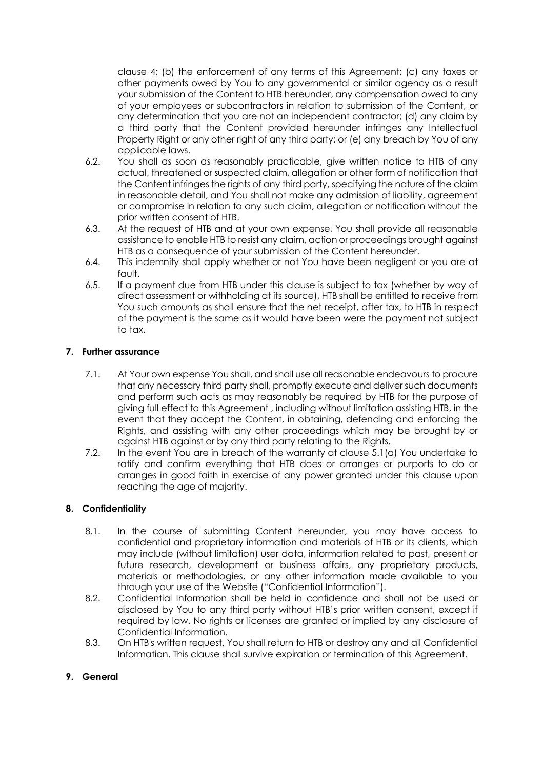clause 4; (b) the enforcement of any terms of this Agreement; (c) any taxes or other payments owed by You to any governmental or similar agency as a result your submission of the Content to HTB hereunder, any compensation owed to any of your employees or subcontractors in relation to submission of the Content, or any determination that you are not an independent contractor; (d) any claim by a third party that the Content provided hereunder infringes any Intellectual Property Right or any other right of any third party; or (e) any breach by You of any applicable laws.

6.2. You shall as soon as reasonably practicable, give written notice to HTB of any actual, threatened or suspected claim, allegation or other form of notification that the Content infringes the rights of any third party, specifying the nature of the claim in reasonable detail, and You shall not make any admission of liability, agreement or compromise in relation to any such claim, allegation or notification without the prior written consent of HTB.

6.3. At the request of HTB and at your own expense, You shall provide all reasonable assistance to enable HTB to resist any claim, action or proceedings brought against HTB as a consequence of your submission of the Content hereunder.

6.4. This indemnity shall apply whether or not You have been negligent or you are at fault.

6.5. If a payment due from HTB under this clause is subject to tax (whether by way of direct assessment or withholding at its source), HTB shall be entitled to receive from You such amounts as shall ensure that the net receipt, after tax, to HTB in respect of the payment is the same as it would have been were the payment not subject to tax.

## 7. Further assurance

7.1. At Your own expense You shall, and shall use all reasonable endeavours to procure that any necessary third party shall, promptly execute and deliver such documents and perform such acts as may reasonably be required by HTB for the purpose of giving full effect to this Agreement , including without limitation assisting HTB, in the event that they accept the Content, in obtaining, defending and enforcing the Rights, and assisting with any other proceedings which may be brought by or against HTB against or by any third party relating to the Rights.

7.2. In the event You are in breach of the warranty at clause 5.1(a) You undertake to ratify and confirm everything that HTB does or arranges or purports to do or arranges in good faith in exercise of any power granted under this clause upon reaching the age of majority.

## 8. Confidentiality

8.1. In the course of submitting Content hereunder, you may have access to confidential and proprietary information and materials of HTB or its clients, which may include (without limitation) user data, information related to past, present or future research, development or business affairs, any proprietary products, materials or methodologies, or any other information made available to you through your use of the Website ("Confidential Information").

8.2. Confidential Information shall be held in confidence and shall not be used or disclosed by You to any third party without HTB's prior written consent, except if required by law. No rights or licenses are granted or implied by any disclosure of Confidential Information.

8.3. On HTB's written request, You shall return to HTB or destroy any and all Confidential Information. This clause shall survive expiration or termination of this Agreement.

## 9. General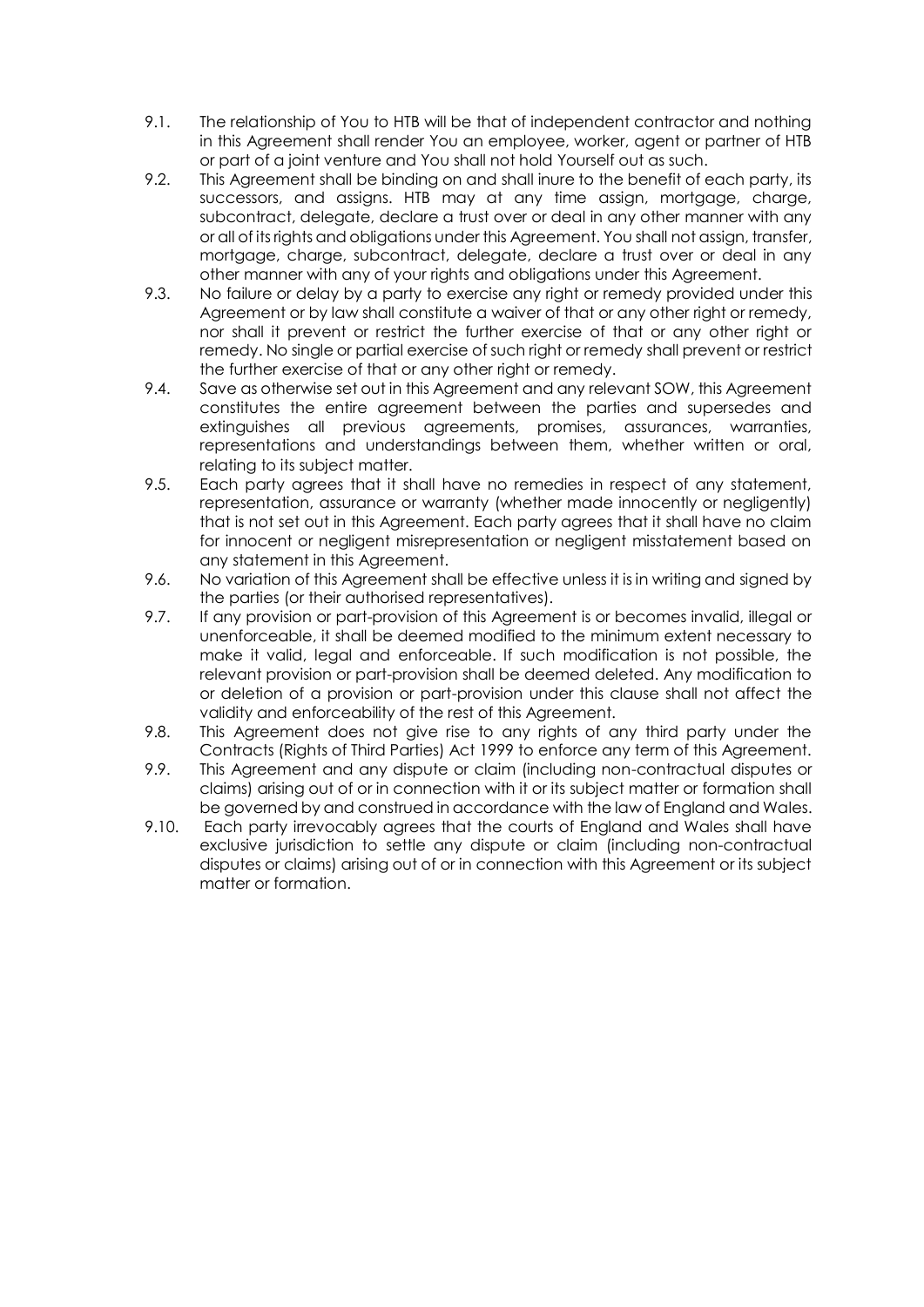9.1. The relationship of You to HTB will be that of independent contractor and nothing in this Agreement shall render You an employee, worker, agent or partner of HTB or part of a joint venture and You shall not hold Yourself out as such.

9.2. This Agreement shall be binding on and shall inure to the benefit of each party, its successors, and assigns. HTB may at any time assign, mortgage, charge, subcontract, delegate, declare a trust over or deal in any other manner with any or all of its rights and obligations under this Agreement. You shall not assign, transfer, mortgage, charge, subcontract, delegate, declare a trust over or deal in any other manner with any of your rights and obligations under this Agreement.

9.3. No failure or delay by a party to exercise any right or remedy provided under this Agreement or by law shall constitute a waiver of that or any other right or remedy, nor shall it prevent or restrict the further exercise of that or any other right or remedy. No single or partial exercise of such right or remedy shall prevent or restrict the further exercise of that or any other right or remedy.

9.4. Save as otherwise set out in this Agreement and any relevant SOW, this Agreement constitutes the entire agreement between the parties and supersedes and extinguishes all previous agreements, promises, assurances, warranties, representations and understandings between them, whether written or oral, relating to its subject matter.

9.5. Each party agrees that it shall have no remedies in respect of any statement, representation, assurance or warranty (whether made innocently or negligently) that is not set out in this Agreement. Each party agrees that it shall have no claim for innocent or negligent misrepresentation or negligent misstatement based on any statement in this Agreement.

9.6. No variation of this Agreement shall be effective unless it is in writing and signed by the parties (or their authorised representatives).

9.7. If any provision or part-provision of this Agreement is or becomes invalid, illegal or unenforceable, it shall be deemed modified to the minimum extent necessary to make it valid, legal and enforceable. If such modification is not possible, the relevant provision or part-provision shall be deemed deleted. Any modification to or deletion of a provision or part-provision under this clause shall not affect the validity and enforceability of the rest of this Agreement.

9.8. This Agreement does not give rise to any rights of any third party under the Contracts (Rights of Third Parties) Act 1999 to enforce any term of this Agreement.

9.9. This Agreement and any dispute or claim (including non-contractual disputes or claims) arising out of or in connection with it or its subject matter or formation shall be governed by and construed in accordance with the law of England and Wales.

9.10. Each party irrevocably agrees that the courts of England and Wales shall have exclusive jurisdiction to settle any dispute or claim (including non-contractual disputes or claims) arising out of or in connection with this Agreement or its subject matter or formation.